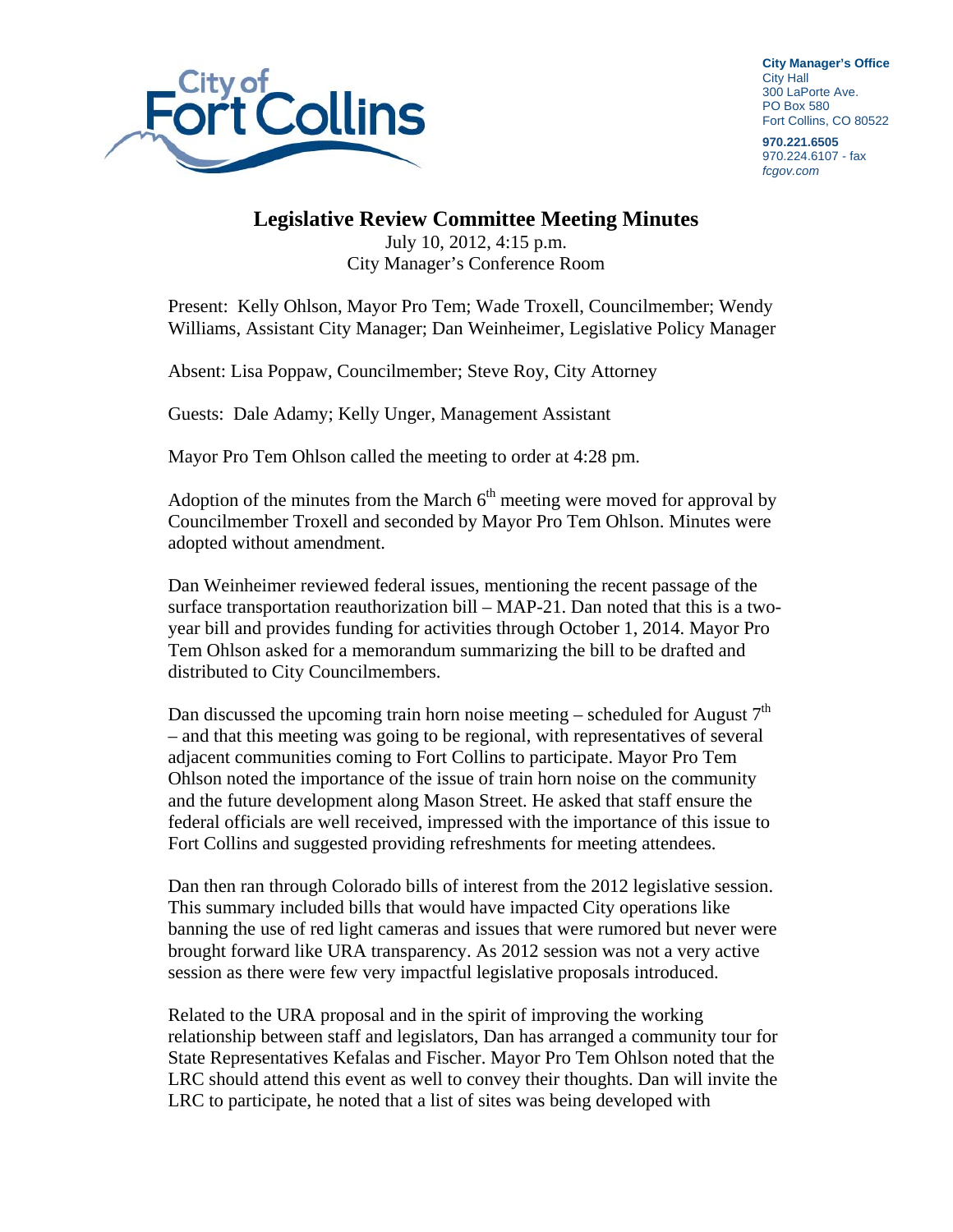City Manager's Office
City Hall
300 LaPorte Ave.
PO Box 580
Fort Collins, CO 80522

970.221.6505
970.224.6107 - fax
*fcgov.com*

# Legislative Review Committee Meeting Minutes

July 10, 2012, 4:15 p.m.
City Manager's Conference Room

Present: Kelly Ohlson, Mayor Pro Tem; Wade Troxell, Councilmember; Wendy Williams, Assistant City Manager; Dan Weinheimer, Legislative Policy Manager

Absent: Lisa Poppaw, Councilmember; Steve Roy, City Attorney

Guests: Dale Adamy; Kelly Unger, Management Assistant

Mayor Pro Tem Ohlson called the meeting to order at 4:28 pm.

Adoption of the minutes from the March 6th meeting were moved for approval by Councilmember Troxell and seconded by Mayor Pro Tem Ohlson. Minutes were adopted without amendment.

Dan Weinheimer reviewed federal issues, mentioning the recent passage of the surface transportation reauthorization bill – MAP-21. Dan noted that this is a two-year bill and provides funding for activities through October 1, 2014. Mayor Pro Tem Ohlson asked for a memorandum summarizing the bill to be drafted and distributed to City Councilmembers.

Dan discussed the upcoming train horn noise meeting – scheduled for August 7th – and that this meeting was going to be regional, with representatives of several adjacent communities coming to Fort Collins to participate. Mayor Pro Tem Ohlson noted the importance of the issue of train horn noise on the community and the future development along Mason Street. He asked that staff ensure the federal officials are well received, impressed with the importance of this issue to Fort Collins and suggested providing refreshments for meeting attendees.

Dan then ran through Colorado bills of interest from the 2012 legislative session. This summary included bills that would have impacted City operations like banning the use of red light cameras and issues that were rumored but never were brought forward like URA transparency. As 2012 session was not a very active session as there were few very impactful legislative proposals introduced.

Related to the URA proposal and in the spirit of improving the working relationship between staff and legislators, Dan has arranged a community tour for State Representatives Kefalas and Fischer. Mayor Pro Tem Ohlson noted that the LRC should attend this event as well to convey their thoughts. Dan will invite the LRC to participate, he noted that a list of sites was being developed with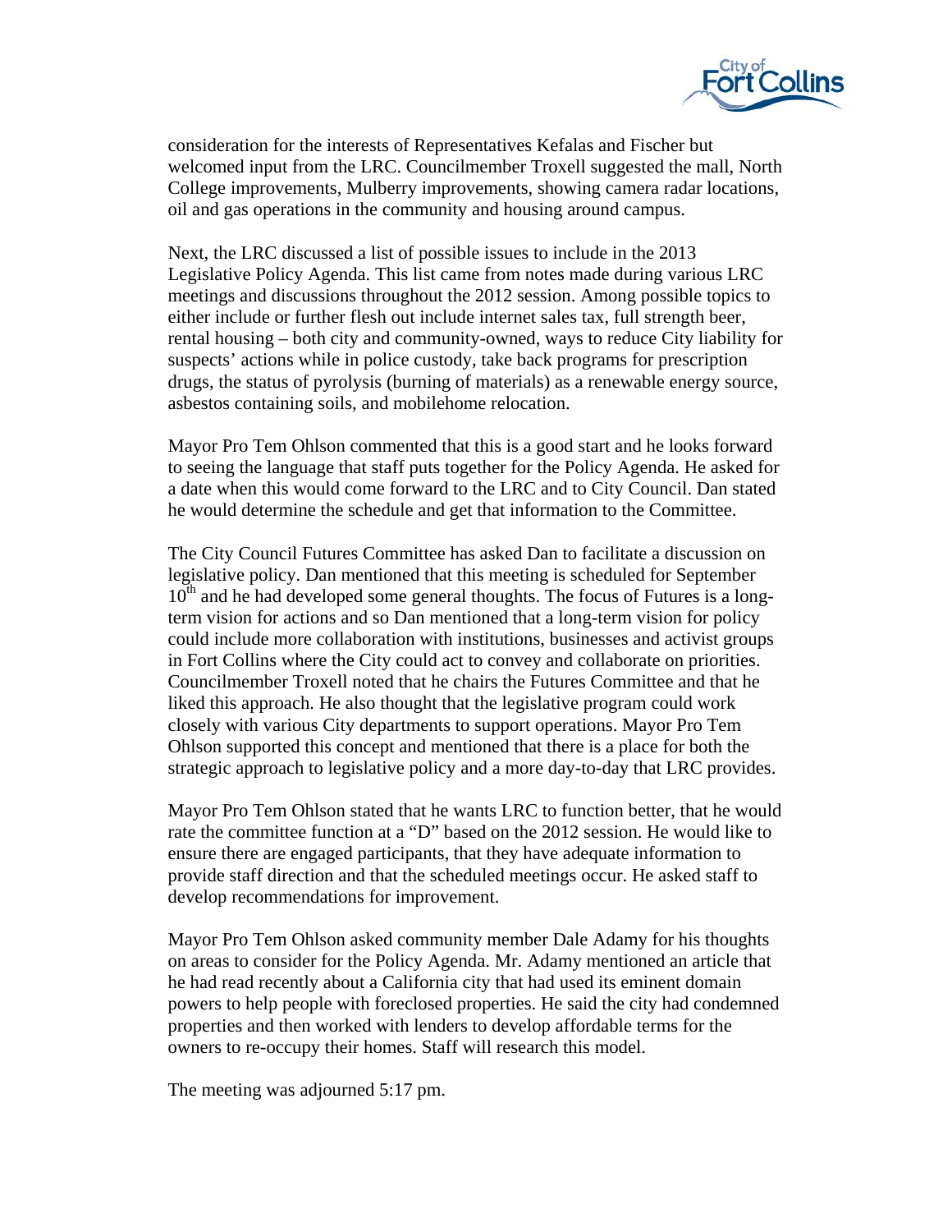consideration for the interests of Representatives Kefalas and Fischer but welcomed input from the LRC. Councilmember Troxell suggested the mall, North College improvements, Mulberry improvements, showing camera radar locations, oil and gas operations in the community and housing around campus.

Next, the LRC discussed a list of possible issues to include in the 2013 Legislative Policy Agenda. This list came from notes made during various LRC meetings and discussions throughout the 2012 session. Among possible topics to either include or further flesh out include internet sales tax, full strength beer, rental housing – both city and community-owned, ways to reduce City liability for suspects' actions while in police custody, take back programs for prescription drugs, the status of pyrolysis (burning of materials) as a renewable energy source, asbestos containing soils, and mobilehome relocation.

Mayor Pro Tem Ohlson commented that this is a good start and he looks forward to seeing the language that staff puts together for the Policy Agenda. He asked for a date when this would come forward to the LRC and to City Council. Dan stated he would determine the schedule and get that information to the Committee.

The City Council Futures Committee has asked Dan to facilitate a discussion on legislative policy. Dan mentioned that this meeting is scheduled for September 10th and he had developed some general thoughts. The focus of Futures is a long-term vision for actions and so Dan mentioned that a long-term vision for policy could include more collaboration with institutions, businesses and activist groups in Fort Collins where the City could act to convey and collaborate on priorities. Councilmember Troxell noted that he chairs the Futures Committee and that he liked this approach. He also thought that the legislative program could work closely with various City departments to support operations. Mayor Pro Tem Ohlson supported this concept and mentioned that there is a place for both the strategic approach to legislative policy and a more day-to-day that LRC provides.

Mayor Pro Tem Ohlson stated that he wants LRC to function better, that he would rate the committee function at a "D" based on the 2012 session. He would like to ensure there are engaged participants, that they have adequate information to provide staff direction and that the scheduled meetings occur. He asked staff to develop recommendations for improvement.

Mayor Pro Tem Ohlson asked community member Dale Adamy for his thoughts on areas to consider for the Policy Agenda. Mr. Adamy mentioned an article that he had read recently about a California city that had used its eminent domain powers to help people with foreclosed properties. He said the city had condemned properties and then worked with lenders to develop affordable terms for the owners to re-occupy their homes. Staff will research this model.

The meeting was adjourned 5:17 pm.